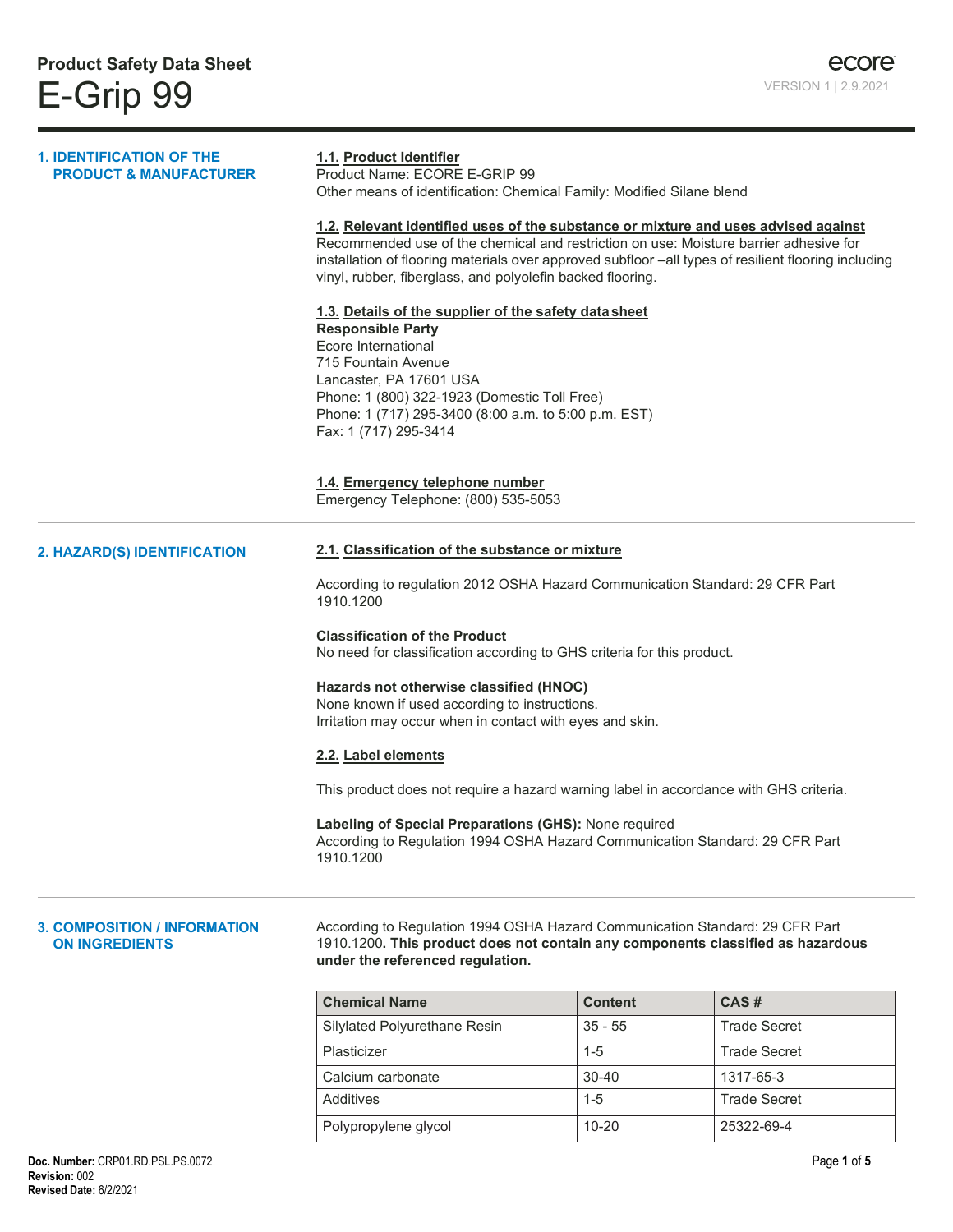# Product Safety Data Sheet

# E-Grip 99

ecore
VERSION 1 | 2.9.2021

## 1. IDENTIFICATION OF THE PRODUCT & MANUFACTURER

### 1.1. Product Identifier

Product Name: ECORE E-GRIP 99
Other means of identification: Chemical Family: Modified Silane blend

### 1.2. Relevant identified uses of the substance or mixture and uses advised against

Recommended use of the chemical and restriction on use: Moisture barrier adhesive for installation of flooring materials over approved subfloor –all types of resilient flooring including vinyl, rubber, fiberglass, and polyolefin backed flooring.

### 1.3. Details of the supplier of the safety data sheet

**Responsible Party**
Ecore International
715 Fountain Avenue
Lancaster, PA 17601 USA
Phone: 1 (800) 322-1923 (Domestic Toll Free)
Phone: 1 (717) 295-3400 (8:00 a.m. to 5:00 p.m. EST)
Fax: 1 (717) 295-3414

### 1.4. Emergency telephone number

Emergency Telephone: (800) 535-5053

## 2. HAZARD(S) IDENTIFICATION

### 2.1. Classification of the substance or mixture

According to regulation 2012 OSHA Hazard Communication Standard: 29 CFR Part 1910.1200

**Classification of the Product**
No need for classification according to GHS criteria for this product.

**Hazards not otherwise classified (HNOC)**
None known if used according to instructions.
Irritation may occur when in contact with eyes and skin.

### 2.2. Label elements

This product does not require a hazard warning label in accordance with GHS criteria.

**Labeling of Special Preparations (GHS):** None required
According to Regulation 1994 OSHA Hazard Communication Standard: 29 CFR Part 1910.1200

## 3. COMPOSITION / INFORMATION ON INGREDIENTS

According to Regulation 1994 OSHA Hazard Communication Standard: 29 CFR Part 1910.1200**. This product does not contain any components classified as hazardous under the referenced regulation.**

| Chemical Name | Content | CAS # |
|---|---|---|
| Silylated Polyurethane Resin | 35 - 55 | Trade Secret |
| Plasticizer | 1-5 | Trade Secret |
| Calcium carbonate | 30-40 | 1317-65-3 |
| Additives | 1-5 | Trade Secret |
| Polypropylene glycol | 10-20 | 25322-69-4 |

**Doc. Number:** CRP01.RD.PSL.PS.0072
**Revision:** 002
**Revised Date:** 6/2/2021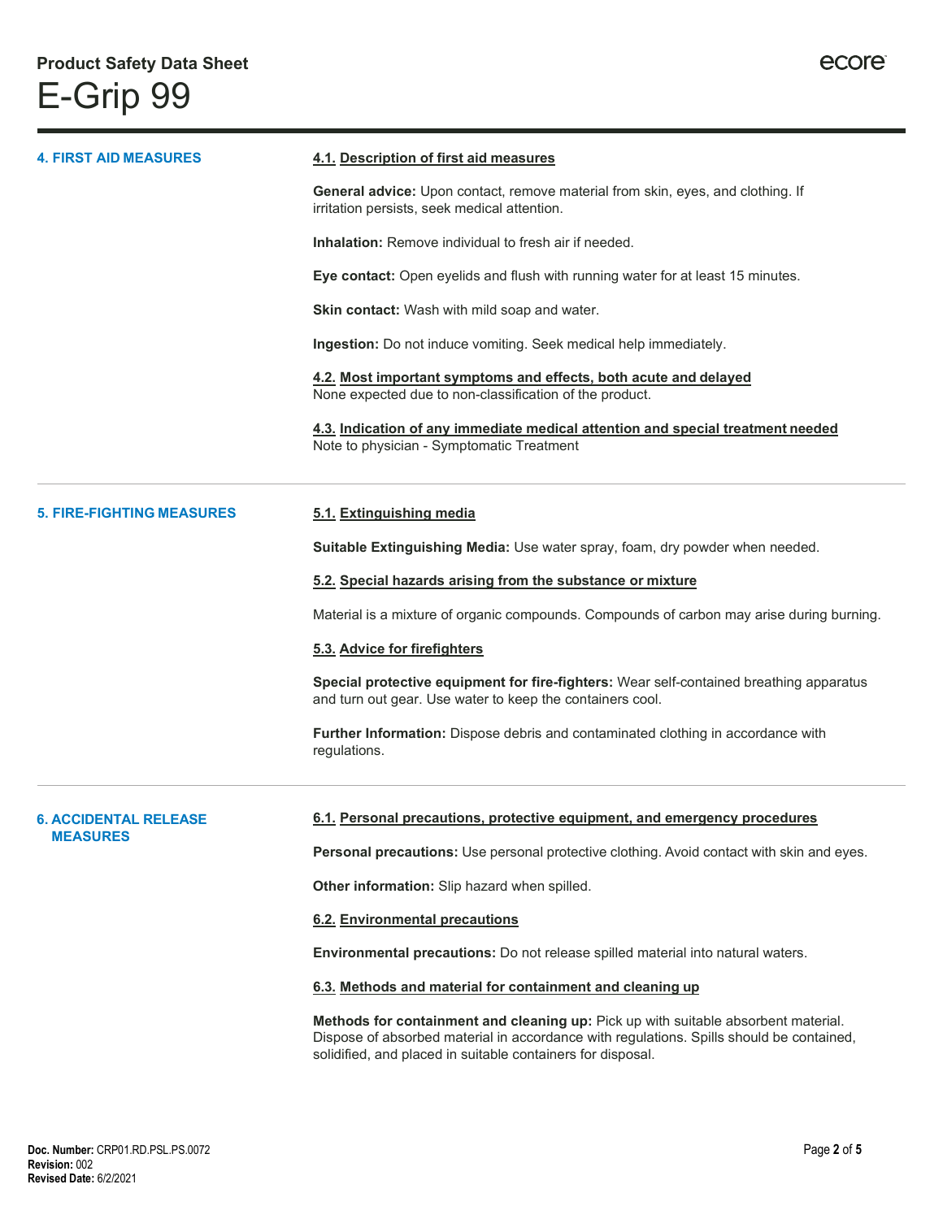## 4. FIRST AID MEASURES

### 4.1. Description of first aid measures

**General advice:** Upon contact, remove material from skin, eyes, and clothing. If irritation persists, seek medical attention.

**Inhalation:** Remove individual to fresh air if needed.

**Eye contact:** Open eyelids and flush with running water for at least 15 minutes.

**Skin contact:** Wash with mild soap and water.

**Ingestion:** Do not induce vomiting. Seek medical help immediately.

### 4.2. Most important symptoms and effects, both acute and delayed

None expected due to non-classification of the product.

### 4.3. Indication of any immediate medical attention and special treatment needed

Note to physician - Symptomatic Treatment

## 5. FIRE-FIGHTING MEASURES

### 5.1. Extinguishing media

**Suitable Extinguishing Media:** Use water spray, foam, dry powder when needed.

### 5.2. Special hazards arising from the substance or mixture

Material is a mixture of organic compounds. Compounds of carbon may arise during burning.

### 5.3. Advice for firefighters

**Special protective equipment for fire-fighters:** Wear self-contained breathing apparatus and turn out gear. Use water to keep the containers cool.

**Further Information:** Dispose debris and contaminated clothing in accordance with regulations.

## 6. ACCIDENTAL RELEASE MEASURES

### 6.1. Personal precautions, protective equipment, and emergency procedures

**Personal precautions:** Use personal protective clothing. Avoid contact with skin and eyes.

**Other information:** Slip hazard when spilled.

### 6.2. Environmental precautions

**Environmental precautions:** Do not release spilled material into natural waters.

### 6.3. Methods and material for containment and cleaning up

**Methods for containment and cleaning up:** Pick up with suitable absorbent material. Dispose of absorbed material in accordance with regulations. Spills should be contained, solidified, and placed in suitable containers for disposal.

**Doc. Number:** CRP01.RD.PSL.PS.0072
**Revision:** 002
**Revised Date:** 6/2/2021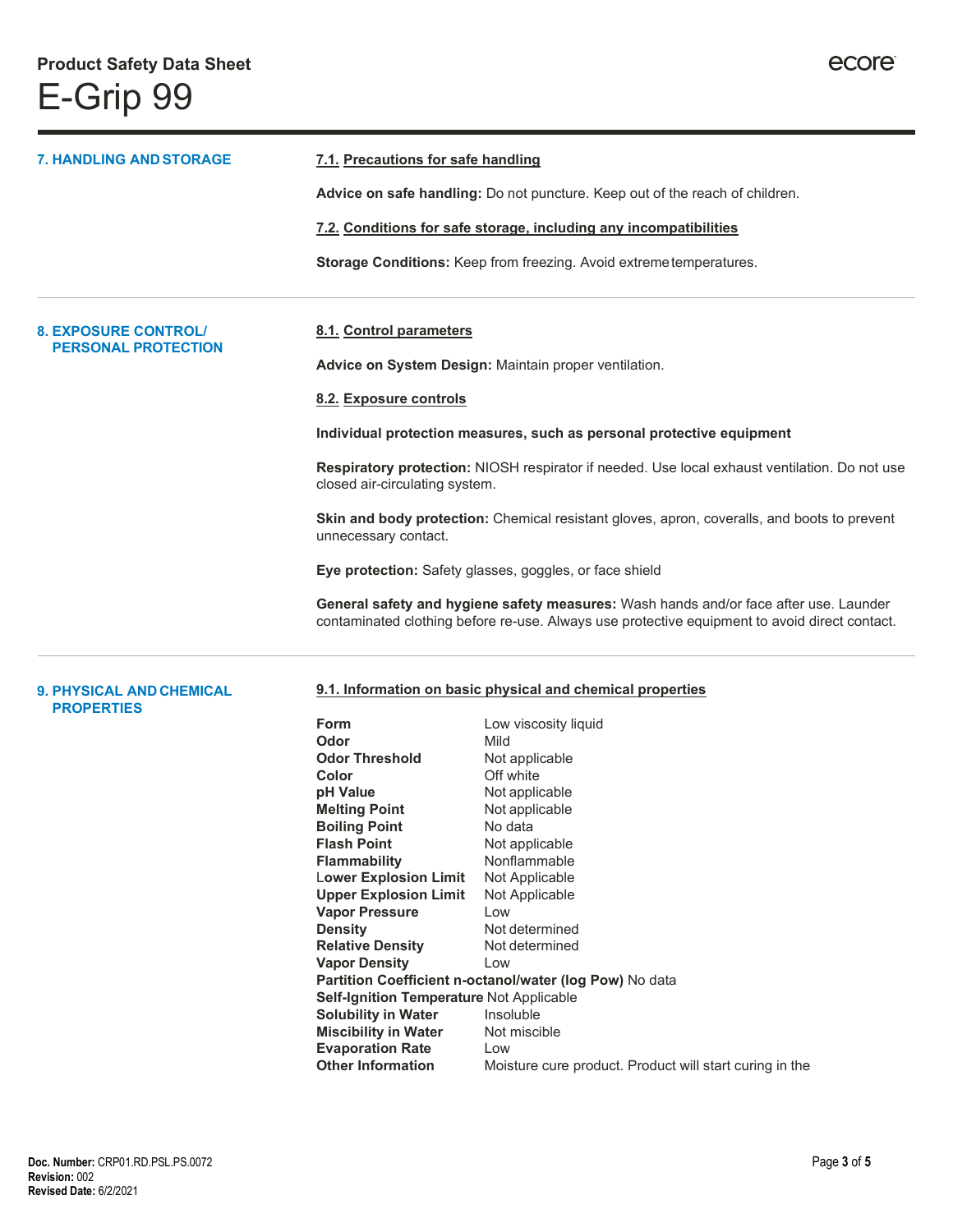## 7. HANDLING AND STORAGE

### 7.1. Precautions for safe handling

**Advice on safe handling:** Do not puncture. Keep out of the reach of children.

### 7.2. Conditions for safe storage, including any incompatibilities

**Storage Conditions:** Keep from freezing. Avoid extreme temperatures.

## 8. EXPOSURE CONTROL/ PERSONAL PROTECTION

### 8.1. Control parameters

**Advice on System Design:** Maintain proper ventilation.

### 8.2. Exposure controls

**Individual protection measures, such as personal protective equipment**

**Respiratory protection:** NIOSH respirator if needed. Use local exhaust ventilation. Do not use closed air-circulating system.

**Skin and body protection:** Chemical resistant gloves, apron, coveralls, and boots to prevent unnecessary contact.

**Eye protection:** Safety glasses, goggles, or face shield

**General safety and hygiene safety measures:** Wash hands and/or face after use. Launder contaminated clothing before re-use. Always use protective equipment to avoid direct contact.

## 9. PHYSICAL AND CHEMICAL PROPERTIES

### 9.1. Information on basic physical and chemical properties

| Property | Value |
|---|---|
| **Form** | Low viscosity liquid |
| **Odor** | Mild |
| **Odor Threshold** | Not applicable |
| **Color** | Off white |
| **pH Value** | Not applicable |
| **Melting Point** | Not applicable |
| **Boiling Point** | No data |
| **Flash Point** | Not applicable |
| **Flammability** | Nonflammable |
| **Lower Explosion Limit** | Not Applicable |
| **Upper Explosion Limit** | Not Applicable |
| **Vapor Pressure** | Low |
| **Density** | Not determined |
| **Relative Density** | Not determined |
| **Vapor Density** | Low |
| **Partition Coefficient n-octanol/water (log Pow)** | No data |
| **Self-Ignition Temperature** | Not Applicable |
| **Solubility in Water** | Insoluble |
| **Miscibility in Water** | Not miscible |
| **Evaporation Rate** | Low |
| **Other Information** | Moisture cure product. Product will start curing in the |

**Doc. Number:** CRP01.RD.PSL.PS.0072
**Revision:** 002
**Revised Date:** 6/2/2021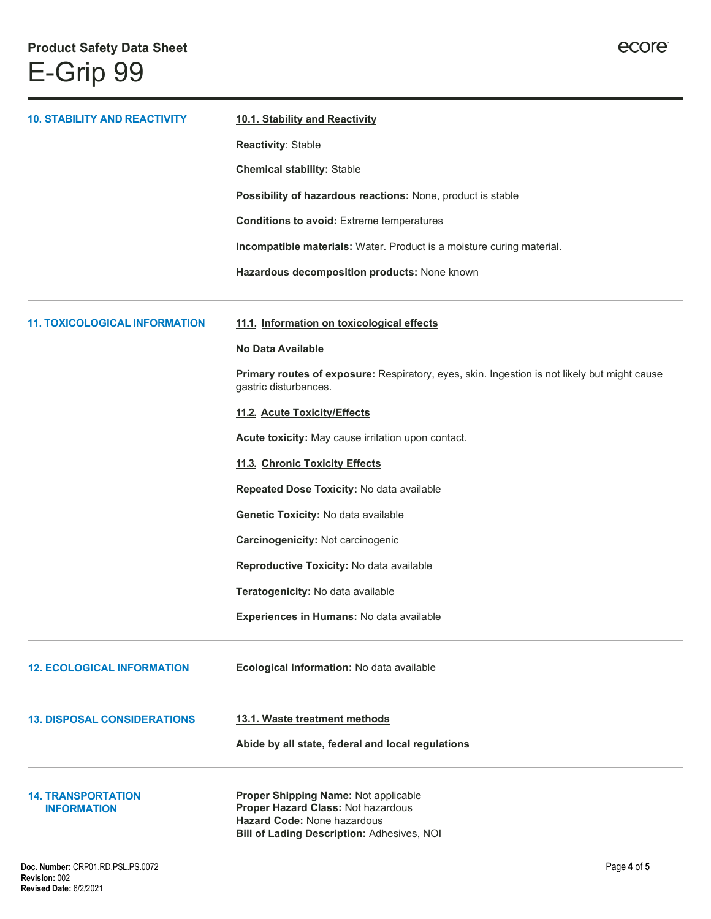## 10. STABILITY AND REACTIVITY

### 10.1. Stability and Reactivity

**Reactivity**: Stable

**Chemical stability:** Stable

**Possibility of hazardous reactions:** None, product is stable

**Conditions to avoid:** Extreme temperatures

**Incompatible materials:** Water. Product is a moisture curing material.

**Hazardous decomposition products:** None known

## 11. TOXICOLOGICAL INFORMATION

### 11.1. Information on toxicological effects

**No Data Available**

**Primary routes of exposure:** Respiratory, eyes, skin. Ingestion is not likely but might cause gastric disturbances.

### 11.2. Acute Toxicity/Effects

**Acute toxicity:** May cause irritation upon contact.

### 11.3. Chronic Toxicity Effects

**Repeated Dose Toxicity:** No data available

**Genetic Toxicity:** No data available

**Carcinogenicity:** Not carcinogenic

**Reproductive Toxicity:** No data available

**Teratogenicity:** No data available

**Experiences in Humans:** No data available

## 12. ECOLOGICAL INFORMATION

**Ecological Information:** No data available

## 13. DISPOSAL CONSIDERATIONS

### 13.1. Waste treatment methods

**Abide by all state, federal and local regulations**

## 14. TRANSPORTATION INFORMATION

**Proper Shipping Name:** Not applicable
**Proper Hazard Class:** Not hazardous
**Hazard Code:** None hazardous
**Bill of Lading Description:** Adhesives, NOI

**Doc. Number:** CRP01.RD.PSL.PS.0072
**Revision:** 002
**Revised Date:** 6/2/2021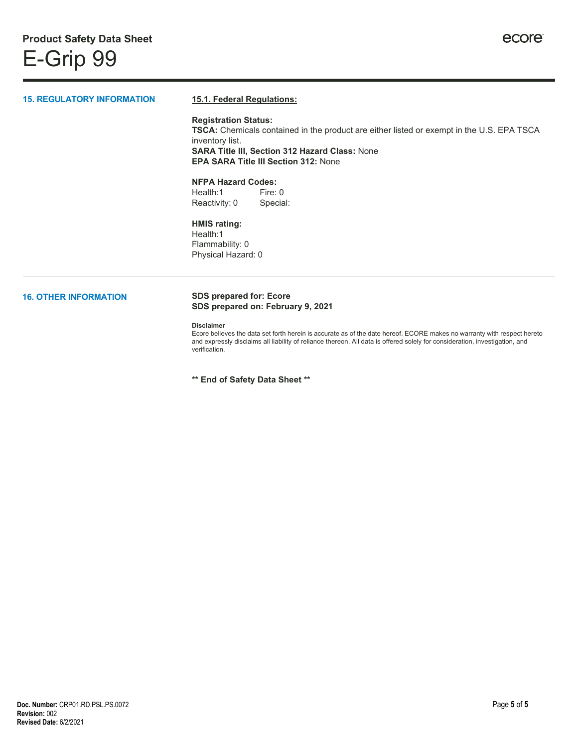## 15. REGULATORY INFORMATION

### 15.1. Federal Regulations:

**Registration Status:**
**TSCA:** Chemicals contained in the product are either listed or exempt in the U.S. EPA TSCA inventory list.
**SARA Title III, Section 312 Hazard Class:** None
**EPA SARA Title III Section 312:** None

**NFPA Hazard Codes:**

| | |
|---|---|
| Health:1 | Fire: 0 |
| Reactivity: 0 | Special: |

**HMIS rating:**
Health:1
Flammability: 0
Physical Hazard: 0

## 16. OTHER INFORMATION

**SDS prepared for: Ecore**
**SDS prepared on: February 9, 2021**

**Disclaimer**
Ecore believes the data set forth herein is accurate as of the date hereof. ECORE makes no warranty with respect hereto and expressly disclaims all liability of reliance thereon. All data is offered solely for consideration, investigation, and verification.

**** End of Safety Data Sheet ****

**Doc. Number:** CRP01.RD.PSL.PS.0072
**Revision:** 002
**Revised Date:** 6/2/2021